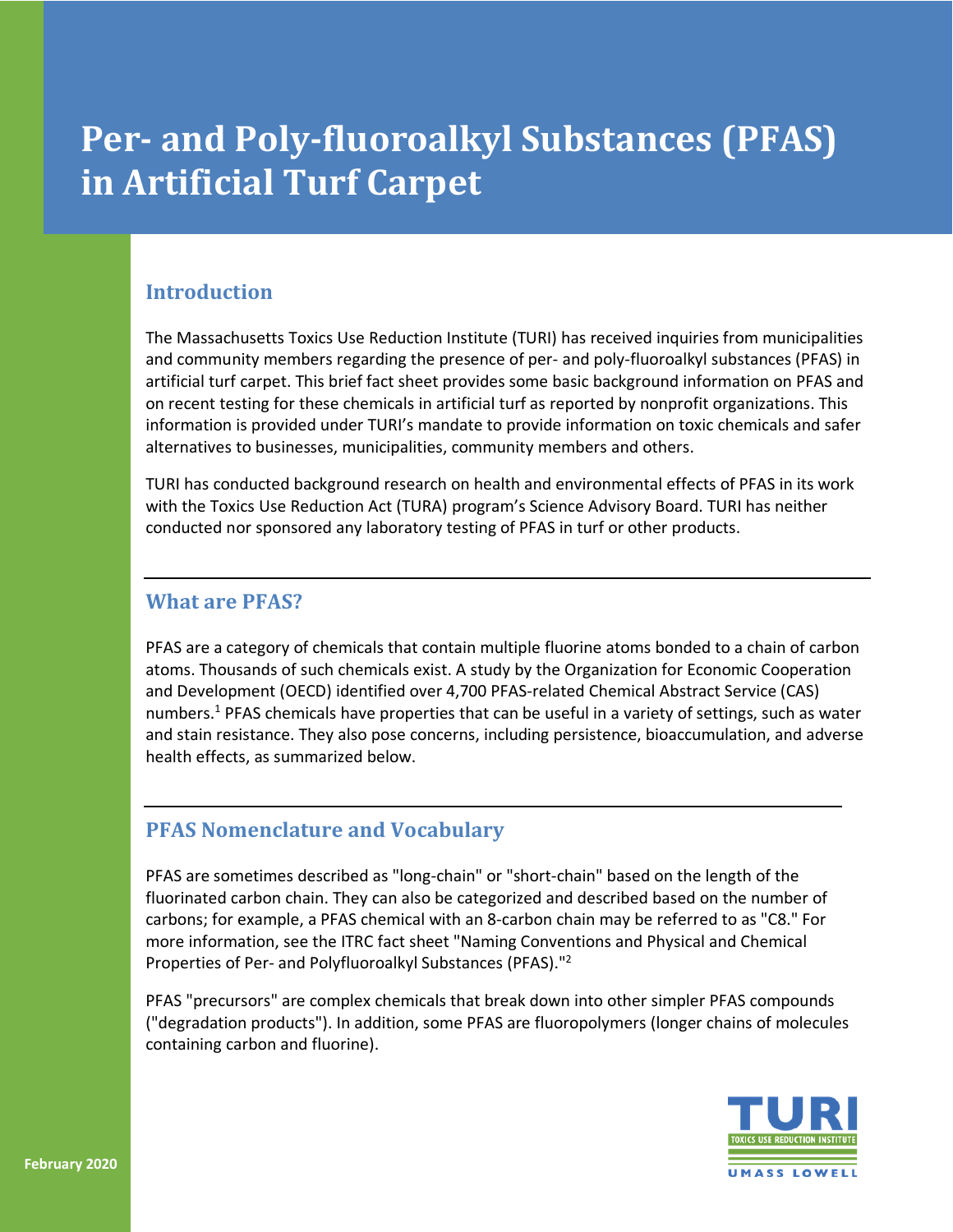# Per- and Poly-fluoroalkyl Substances (PFAS) in Artificial Turf Carpet

## Introduction

The Massachusetts Toxics Use Reduction Institute (TURI) has received inquiries from municipalities and community members regarding the presence of per- and poly-fluoroalkyl substances (PFAS) in artificial turf carpet. This brief fact sheet provides some basic background information on PFAS and on recent testing for these chemicals in artificial turf as reported by nonprofit organizations. This information is provided under TURI's mandate to provide information on toxic chemicals and safer alternatives to businesses, municipalities, community members and others.

TURI has conducted background research on health and environmental effects of PFAS in its work with the Toxics Use Reduction Act (TURA) program's Science Advisory Board. TURI has neither conducted nor sponsored any laboratory testing of PFAS in turf or other products.

## What are PFAS?

PFAS are a category of chemicals that contain multiple fluorine atoms bonded to a chain of carbon atoms. Thousands of such chemicals exist. A study by the Organization for Economic Cooperation and Development (OECD) identified over 4,700 PFAS-related Chemical Abstract Service (CAS) numbers.[1] PFAS chemicals have properties that can be useful in a variety of settings, such as water and stain resistance. They also pose concerns, including persistence, bioaccumulation, and adverse health effects, as summarized below.

## PFAS Nomenclature and Vocabulary

PFAS are sometimes described as "long-chain" or "short-chain" based on the length of the fluorinated carbon chain. They can also be categorized and described based on the number of carbons; for example, a PFAS chemical with an 8-carbon chain may be referred to as "C8." For more information, see the ITRC fact sheet "Naming Conventions and Physical and Chemical Properties of Per- and Polyfluoroalkyl Substances (PFAS)."[2]

PFAS "precursors" are complex chemicals that break down into other simpler PFAS compounds ("degradation products"). In addition, some PFAS are fluoropolymers (longer chains of molecules containing carbon and fluorine).

February 2020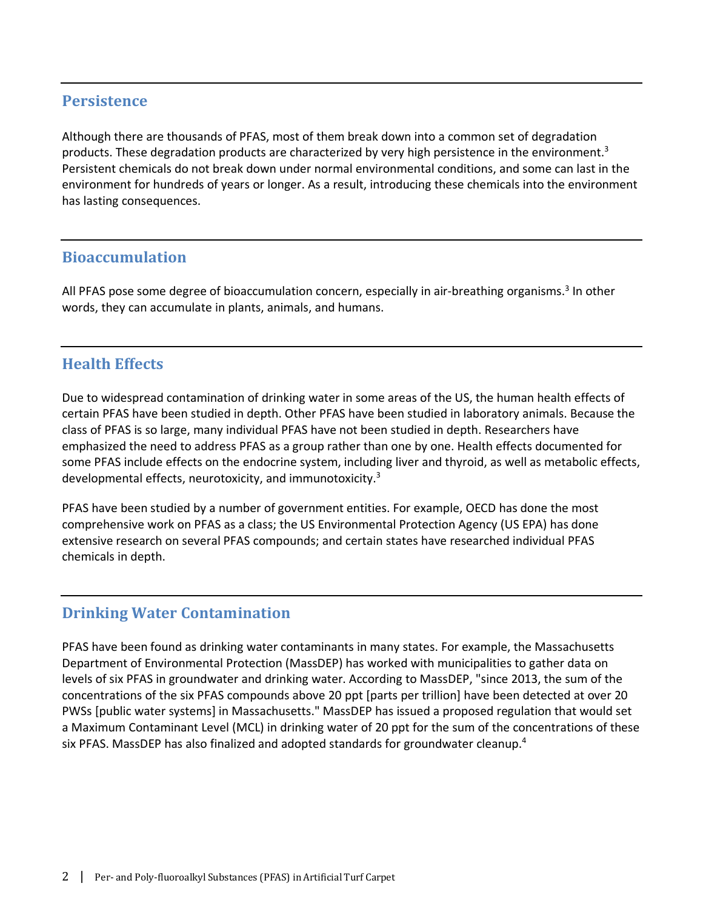## Persistence

Although there are thousands of PFAS, most of them break down into a common set of degradation products. These degradation products are characterized by very high persistence in the environment.[3] Persistent chemicals do not break down under normal environmental conditions, and some can last in the environment for hundreds of years or longer. As a result, introducing these chemicals into the environment has lasting consequences.

## Bioaccumulation

All PFAS pose some degree of bioaccumulation concern, especially in air-breathing organisms.[3] In other words, they can accumulate in plants, animals, and humans.

## Health Effects

Due to widespread contamination of drinking water in some areas of the US, the human health effects of certain PFAS have been studied in depth. Other PFAS have been studied in laboratory animals. Because the class of PFAS is so large, many individual PFAS have not been studied in depth. Researchers have emphasized the need to address PFAS as a group rather than one by one. Health effects documented for some PFAS include effects on the endocrine system, including liver and thyroid, as well as metabolic effects, developmental effects, neurotoxicity, and immunotoxicity.[3]

PFAS have been studied by a number of government entities. For example, OECD has done the most comprehensive work on PFAS as a class; the US Environmental Protection Agency (US EPA) has done extensive research on several PFAS compounds; and certain states have researched individual PFAS chemicals in depth.

## Drinking Water Contamination

PFAS have been found as drinking water contaminants in many states. For example, the Massachusetts Department of Environmental Protection (MassDEP) has worked with municipalities to gather data on levels of six PFAS in groundwater and drinking water. According to MassDEP, "since 2013, the sum of the concentrations of the six PFAS compounds above 20 ppt [parts per trillion] have been detected at over 20 PWSs [public water systems] in Massachusetts." MassDEP has issued a proposed regulation that would set a Maximum Contaminant Level (MCL) in drinking water of 20 ppt for the sum of the concentrations of these six PFAS. MassDEP has also finalized and adopted standards for groundwater cleanup.[4]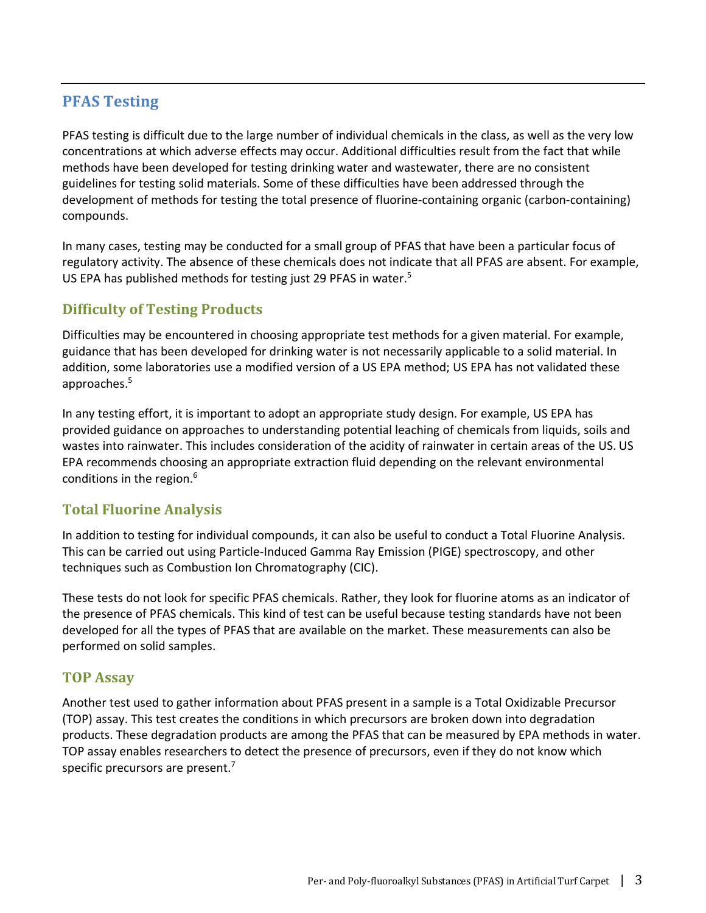## PFAS Testing

PFAS testing is difficult due to the large number of individual chemicals in the class, as well as the very low concentrations at which adverse effects may occur. Additional difficulties result from the fact that while methods have been developed for testing drinking water and wastewater, there are no consistent guidelines for testing solid materials. Some of these difficulties have been addressed through the development of methods for testing the total presence of fluorine-containing organic (carbon-containing) compounds.

In many cases, testing may be conducted for a small group of PFAS that have been a particular focus of regulatory activity. The absence of these chemicals does not indicate that all PFAS are absent. For example, US EPA has published methods for testing just 29 PFAS in water.[5]

### Difficulty of Testing Products

Difficulties may be encountered in choosing appropriate test methods for a given material. For example, guidance that has been developed for drinking water is not necessarily applicable to a solid material. In addition, some laboratories use a modified version of a US EPA method; US EPA has not validated these approaches.[5]

In any testing effort, it is important to adopt an appropriate study design. For example, US EPA has provided guidance on approaches to understanding potential leaching of chemicals from liquids, soils and wastes into rainwater. This includes consideration of the acidity of rainwater in certain areas of the US. US EPA recommends choosing an appropriate extraction fluid depending on the relevant environmental conditions in the region.[6]

### Total Fluorine Analysis

In addition to testing for individual compounds, it can also be useful to conduct a Total Fluorine Analysis. This can be carried out using Particle-Induced Gamma Ray Emission (PIGE) spectroscopy, and other techniques such as Combustion Ion Chromatography (CIC).

These tests do not look for specific PFAS chemicals. Rather, they look for fluorine atoms as an indicator of the presence of PFAS chemicals. This kind of test can be useful because testing standards have not been developed for all the types of PFAS that are available on the market. These measurements can also be performed on solid samples.

### TOP Assay

Another test used to gather information about PFAS present in a sample is a Total Oxidizable Precursor (TOP) assay. This test creates the conditions in which precursors are broken down into degradation products. These degradation products are among the PFAS that can be measured by EPA methods in water. TOP assay enables researchers to detect the presence of precursors, even if they do not know which specific precursors are present.[7]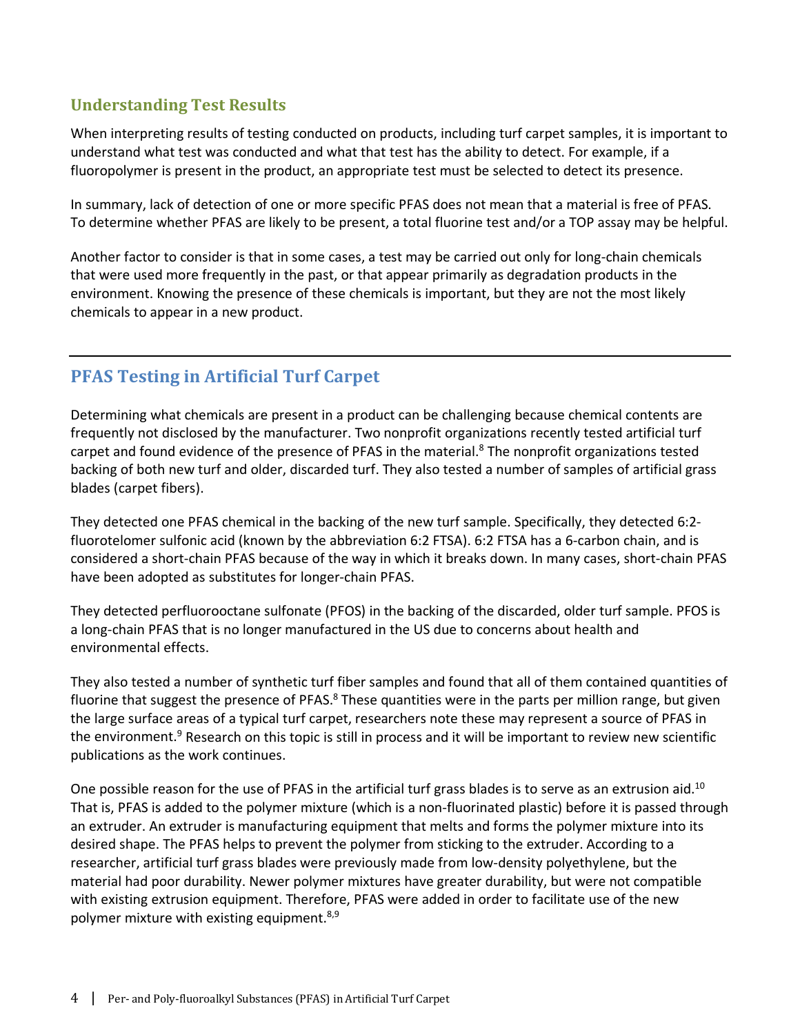## Understanding Test Results

When interpreting results of testing conducted on products, including turf carpet samples, it is important to understand what test was conducted and what that test has the ability to detect. For example, if a fluoropolymer is present in the product, an appropriate test must be selected to detect its presence.

In summary, lack of detection of one or more specific PFAS does not mean that a material is free of PFAS. To determine whether PFAS are likely to be present, a total fluorine test and/or a TOP assay may be helpful.

Another factor to consider is that in some cases, a test may be carried out only for long-chain chemicals that were used more frequently in the past, or that appear primarily as degradation products in the environment. Knowing the presence of these chemicals is important, but they are not the most likely chemicals to appear in a new product.

---

## PFAS Testing in Artificial Turf Carpet

Determining what chemicals are present in a product can be challenging because chemical contents are frequently not disclosed by the manufacturer. Two nonprofit organizations recently tested artificial turf carpet and found evidence of the presence of PFAS in the material.[8] The nonprofit organizations tested backing of both new turf and older, discarded turf. They also tested a number of samples of artificial grass blades (carpet fibers).

They detected one PFAS chemical in the backing of the new turf sample. Specifically, they detected 6:2-fluorotelomer sulfonic acid (known by the abbreviation 6:2 FTSA). 6:2 FTSA has a 6-carbon chain, and is considered a short-chain PFAS because of the way in which it breaks down. In many cases, short-chain PFAS have been adopted as substitutes for longer-chain PFAS.

They detected perfluorooctane sulfonate (PFOS) in the backing of the discarded, older turf sample. PFOS is a long-chain PFAS that is no longer manufactured in the US due to concerns about health and environmental effects.

They also tested a number of synthetic turf fiber samples and found that all of them contained quantities of fluorine that suggest the presence of PFAS.[8] These quantities were in the parts per million range, but given the large surface areas of a typical turf carpet, researchers note these may represent a source of PFAS in the environment.[9] Research on this topic is still in process and it will be important to review new scientific publications as the work continues.

One possible reason for the use of PFAS in the artificial turf grass blades is to serve as an extrusion aid.[10] That is, PFAS is added to the polymer mixture (which is a non-fluorinated plastic) before it is passed through an extruder. An extruder is manufacturing equipment that melts and forms the polymer mixture into its desired shape. The PFAS helps to prevent the polymer from sticking to the extruder. According to a researcher, artificial turf grass blades were previously made from low-density polyethylene, but the material had poor durability. Newer polymer mixtures have greater durability, but were not compatible with existing extrusion equipment. Therefore, PFAS were added in order to facilitate use of the new polymer mixture with existing equipment.[8,9]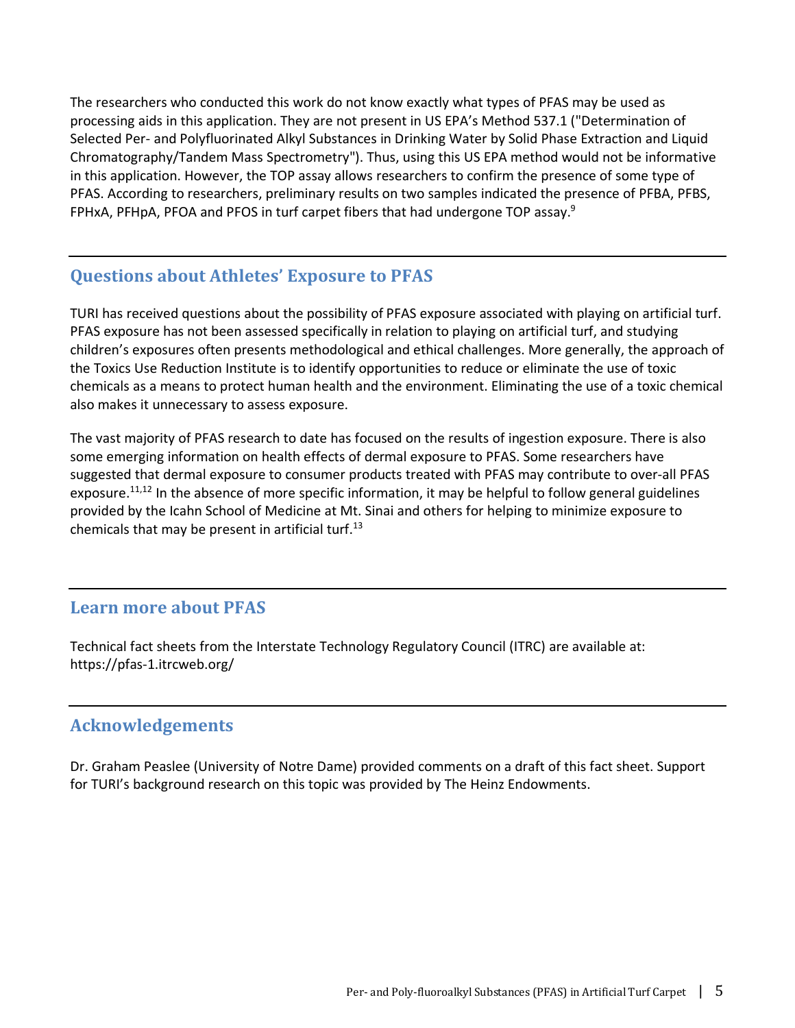The researchers who conducted this work do not know exactly what types of PFAS may be used as processing aids in this application. They are not present in US EPA's Method 537.1 ("Determination of Selected Per- and Polyfluorinated Alkyl Substances in Drinking Water by Solid Phase Extraction and Liquid Chromatography/Tandem Mass Spectrometry"). Thus, using this US EPA method would not be informative in this application. However, the TOP assay allows researchers to confirm the presence of some type of PFAS. According to researchers, preliminary results on two samples indicated the presence of PFBA, PFBS, FPHxA, PFHpA, PFOA and PFOS in turf carpet fibers that had undergone TOP assay.[9]

## Questions about Athletes' Exposure to PFAS

TURI has received questions about the possibility of PFAS exposure associated with playing on artificial turf. PFAS exposure has not been assessed specifically in relation to playing on artificial turf, and studying children's exposures often presents methodological and ethical challenges. More generally, the approach of the Toxics Use Reduction Institute is to identify opportunities to reduce or eliminate the use of toxic chemicals as a means to protect human health and the environment. Eliminating the use of a toxic chemical also makes it unnecessary to assess exposure.

The vast majority of PFAS research to date has focused on the results of ingestion exposure. There is also some emerging information on health effects of dermal exposure to PFAS. Some researchers have suggested that dermal exposure to consumer products treated with PFAS may contribute to over-all PFAS exposure.[11,12] In the absence of more specific information, it may be helpful to follow general guidelines provided by the Icahn School of Medicine at Mt. Sinai and others for helping to minimize exposure to chemicals that may be present in artificial turf.[13]

## Learn more about PFAS

Technical fact sheets from the Interstate Technology Regulatory Council (ITRC) are available at: https://pfas-1.itrcweb.org/

## Acknowledgements

Dr. Graham Peaslee (University of Notre Dame) provided comments on a draft of this fact sheet. Support for TURI's background research on this topic was provided by The Heinz Endowments.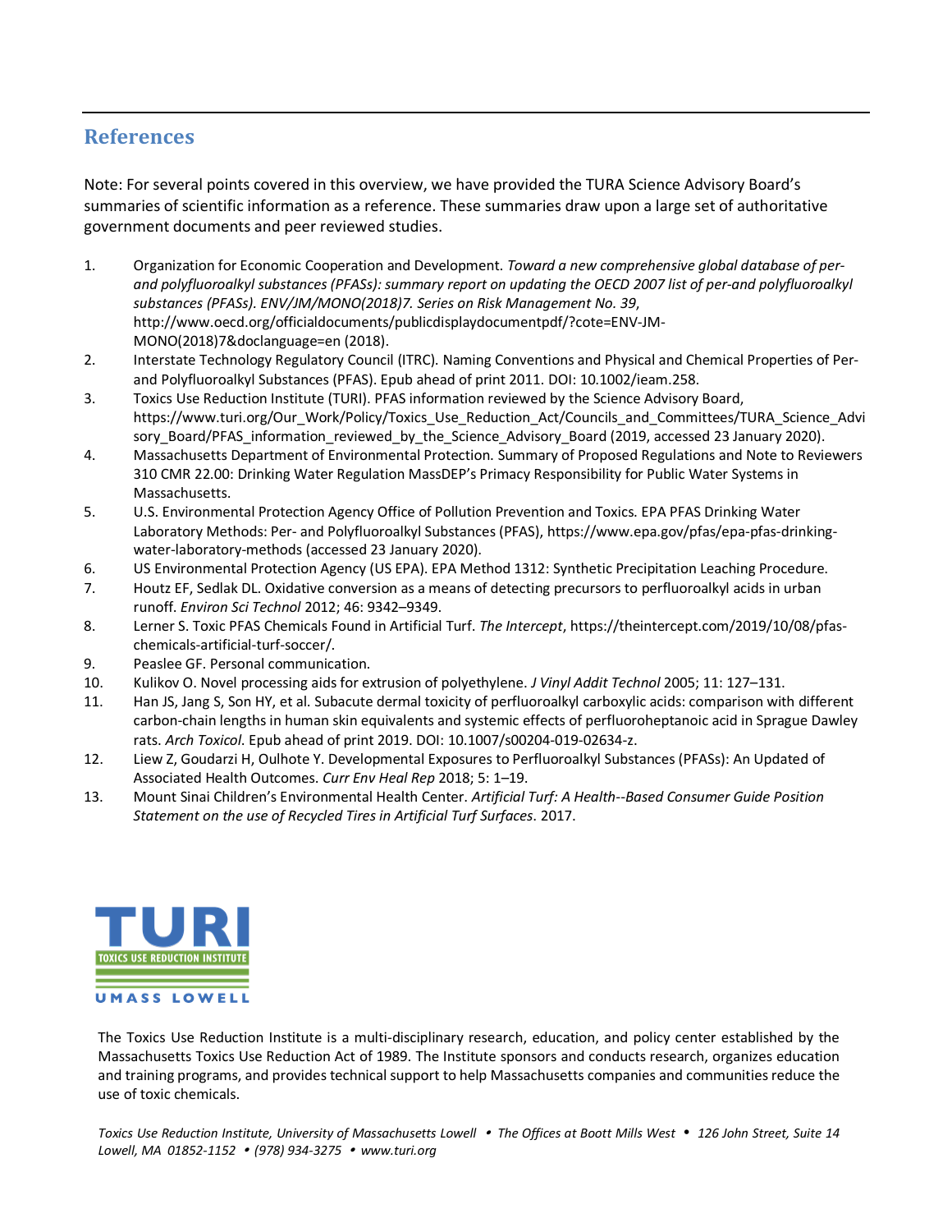## References

Note: For several points covered in this overview, we have provided the TURA Science Advisory Board's summaries of scientific information as a reference. These summaries draw upon a large set of authoritative government documents and peer reviewed studies.

1. Organization for Economic Cooperation and Development. *Toward a new comprehensive global database of per- and polyfluoroalkyl substances (PFASs): summary report on updating the OECD 2007 list of per-and polyfluoroalkyl substances (PFASs). ENV/JM/MONO(2018)7. Series on Risk Management No. 39*, http://www.oecd.org/officialdocuments/publicdisplaydocumentpdf/?cote=ENV-JM-MONO(2018)7&doclanguage=en (2018).
2. Interstate Technology Regulatory Council (ITRC). Naming Conventions and Physical and Chemical Properties of Per- and Polyfluoroalkyl Substances (PFAS). Epub ahead of print 2011. DOI: 10.1002/ieam.258.
3. Toxics Use Reduction Institute (TURI). PFAS information reviewed by the Science Advisory Board, https://www.turi.org/Our_Work/Policy/Toxics_Use_Reduction_Act/Councils_and_Committees/TURA_Science_Advisory_Board/PFAS_information_reviewed_by_the_Science_Advisory_Board (2019, accessed 23 January 2020).
4. Massachusetts Department of Environmental Protection. Summary of Proposed Regulations and Note to Reviewers 310 CMR 22.00: Drinking Water Regulation MassDEP's Primacy Responsibility for Public Water Systems in Massachusetts.
5. U.S. Environmental Protection Agency Office of Pollution Prevention and Toxics. EPA PFAS Drinking Water Laboratory Methods: Per- and Polyfluoroalkyl Substances (PFAS), https://www.epa.gov/pfas/epa-pfas-drinking-water-laboratory-methods (accessed 23 January 2020).
6. US Environmental Protection Agency (US EPA). EPA Method 1312: Synthetic Precipitation Leaching Procedure.
7. Houtz EF, Sedlak DL. Oxidative conversion as a means of detecting precursors to perfluoroalkyl acids in urban runoff. *Environ Sci Technol* 2012; 46: 9342–9349.
8. Lerner S. Toxic PFAS Chemicals Found in Artificial Turf. *The Intercept*, https://theintercept.com/2019/10/08/pfas-chemicals-artificial-turf-soccer/.
9. Peaslee GF. Personal communication.
10. Kulikov O. Novel processing aids for extrusion of polyethylene. *J Vinyl Addit Technol* 2005; 11: 127–131.
11. Han JS, Jang S, Son HY, et al. Subacute dermal toxicity of perfluoroalkyl carboxylic acids: comparison with different carbon-chain lengths in human skin equivalents and systemic effects of perfluoroheptanoic acid in Sprague Dawley rats. *Arch Toxicol*. Epub ahead of print 2019. DOI: 10.1007/s00204-019-02634-z.
12. Liew Z, Goudarzi H, Oulhote Y. Developmental Exposures to Perfluoroalkyl Substances (PFASs): An Updated of Associated Health Outcomes. *Curr Env Heal Rep* 2018; 5: 1–19.
13. Mount Sinai Children's Environmental Health Center. *Artificial Turf: A Health--Based Consumer Guide Position Statement on the use of Recycled Tires in Artificial Turf Surfaces*. 2017.

TURI
TOXICS USE REDUCTION INSTITUTE
UMASS LOWELL

The Toxics Use Reduction Institute is a multi-disciplinary research, education, and policy center established by the Massachusetts Toxics Use Reduction Act of 1989. The Institute sponsors and conducts research, organizes education and training programs, and provides technical support to help Massachusetts companies and communities reduce the use of toxic chemicals.

*Toxics Use Reduction Institute, University of Massachusetts Lowell • The Offices at Boott Mills West • 126 John Street, Suite 14 Lowell, MA 01852-1152 • (978) 934-3275 • www.turi.org*